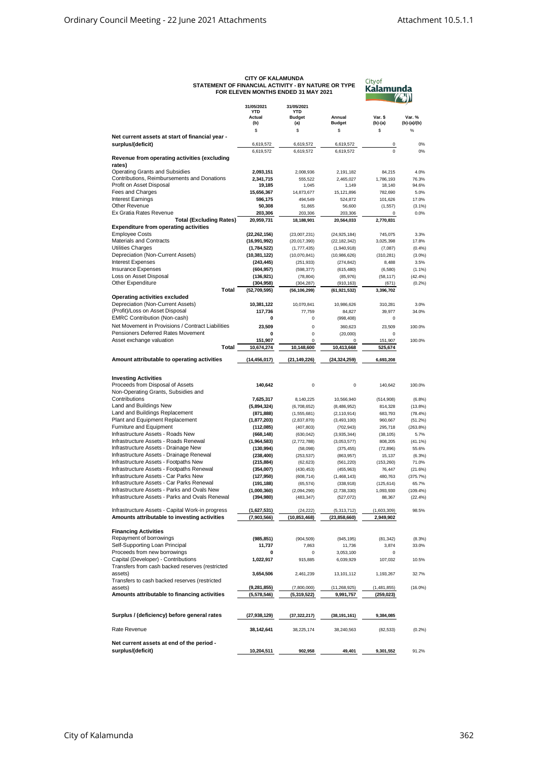# CITY OF KALAMUNDA
## STATEMENT OF FINANCIAL ACTIVITY - BY NATURE OR TYPE
### FOR ELEVEN MONTHS ENDED 31 MAY 2021

| | 31/05/2021 YTD Actual (b) | 31/05/2021 YTD Budget (a) | Annual Budget | Var. $ (b)-(a) | Var. % (b)-(a)/(b) |
|---|---|---|---|---|---|
| | $ | $ | $ | $ | % |
| **Net current assets at start of financial year - surplus/(deficit)** | 6,619,572 | 6,619,572 | 6,619,572 | 0 | 0% |
| | 6,619,572 | 6,619,572 | 6,619,572 | 0 | 0% |
| **Revenue from operating activities (excluding rates)** | | | | | |
| Operating Grants and Subsidies | **2,093,151** | 2,008,936 | 2,191,182 | 84,215 | 4.0% |
| Contributions, Reimbursements and Donations | **2,341,715** | 555,522 | 2,465,027 | 1,786,193 | 76.3% |
| Profit on Asset Disposal | **19,185** | 1,045 | 1,149 | 18,140 | 94.6% |
| Fees and Charges | **15,656,367** | 14,873,677 | 15,121,896 | 782,690 | 5.0% |
| Interest Earnings | **596,175** | 494,549 | 524,872 | 101,626 | 17.0% |
| Other Revenue | **50,308** | 51,865 | 56,600 | (1,557) | (3.1%) |
| Ex Gratia Rates Revenue | **203,306** | 203,306 | 203,306 | 0 | 0.0% |
| **Total (Excluding Rates)** | **20,959,731** | **18,188,901** | **20,564,033** | **2,770,831** | |
| **Expenditure from operating activities** | | | | | |
| Employee Costs | **(22,262,156)** | (23,007,231) | (24,925,184) | 745,075 | 3.3% |
| Materials and Contracts | **(16,991,992)** | (20,017,390) | (22,182,342) | 3,025,398 | 17.8% |
| Utilities Charges | **(1,784,522)** | (1,777,435) | (1,940,918) | (7,087) | (0.4%) |
| Depreciation (Non-Current Assets) | **(10,381,122)** | (10,070,841) | (10,986,626) | (310,281) | (3.0%) |
| Interest Expenses | **(243,445)** | (251,933) | (274,842) | 8,488 | 3.5% |
| Insurance Expenses | **(604,957)** | (598,377) | (615,480) | (6,580) | (1.1%) |
| Loss on Asset Disposal | **(136,921)** | (78,804) | (85,976) | (58,117) | (42.4%) |
| Other Expenditure | **(304,958)** | (304,287) | (910,163) | (671) | (0.2%) |
| **Total** | **(52,709,595)** | **(56,106,299)** | **(61,921,532)** | **3,396,702** | |
| **Operating activities excluded** | | | | | |
| Depreciation (Non-Current Assets) | **10,381,122** | 10,070,841 | 10,986,626 | 310,281 | 3.0% |
| (Profit)/Loss on Asset Disposal | **117,736** | 77,759 | 84,827 | 39,977 | 34.0% |
| EMRC Contribution (Non-cash) | **0** | 0 | (998,408) | 0 | |
| Net Movement in Provisions / Contract Liabilities | **23,509** | 0 | 360,623 | 23,509 | 100.0% |
| Pensioners Deferred Rates Movement | **0** | 0 | (20,000) | 0 | |
| Asset exchange valuation | **151,907** | 0 | 0 | 151,907 | 100.0% |
| **Total** | **10,674,274** | **10,148,600** | **10,413,668** | **525,674** | |
| **Amount attributable to operating activities** | **(14,456,017)** | **(21,149,226)** | **(24,324,259)** | **6,693,208** | |
| **Investing Activities** | | | | | |
| Proceeds from Disposal of Assets | **140,642** | 0 | 0 | 140,642 | 100.0% |
| Non-Operating Grants, Subsidies and Contributions | **7,625,317** | 8,140,225 | 10,566,940 | (514,908) | (6.8%) |
| Land and Buildings New | **(5,894,324)** | (6,708,652) | (8,486,952) | 814,328 | (13.8%) |
| Land and Buildings Replacement | **(871,888)** | (1,555,681) | (2,110,914) | 683,793 | (78.4%) |
| Plant and Equipment Replacement | **(1,877,203)** | (2,837,870) | (3,493,100) | 960,667 | (51.2%) |
| Furniture and Equipment | **(112,085)** | (407,803) | (702,943) | 295,718 | (263.8%) |
| Infrastructure Assets - Roads New | **(668,148)** | (630,042) | (3,935,344) | (38,105) | 5.7% |
| Infrastructure Assets - Roads Renewal | **(1,964,583)** | (2,772,788) | (3,053,577) | 808,205 | (41.1%) |
| Infrastructure Assets - Drainage New | **(130,994)** | (58,098) | (375,455) | (72,896) | 55.6% |
| Infrastructure Assets - Drainage Renewal | **(238,400)** | (253,537) | (863,957) | 15,137 | (6.3%) |
| Infrastructure Assets - Footpaths New | **(215,884)** | (62,623) | (561,220) | (153,260) | 71.0% |
| Infrastructure Assets - Footpaths Renewal | **(354,007)** | (430,453) | (455,963) | 76,447 | (21.6%) |
| Infrastructure Assets - Car Parks New | **(127,950)** | (608,714) | (1,468,143) | 480,763 | (375.7%) |
| Infrastructure Assets - Car Parks Renewal | **(191,188)** | (65,574) | (338,918) | (125,614) | 65.7% |
| Infrastructure Assets - Parks and Ovals New | **(1,000,360)** | (2,094,290) | (2,738,330) | 1,093,930 | (109.4%) |
| Infrastructure Assets - Parks and Ovals Renewal | **(394,980)** | (483,347) | (527,072) | 88,367 | (22.4%) |
| Infrastructure Assets - Capital Work-in progress | **(1,627,531)** | (24,222) | (5,313,712) | (1,603,309) | 98.5% |
| **Amounts attributable to investing activities** | **(7,903,566)** | **(10,853,468)** | **(23,858,660)** | **2,949,902** | |
| **Financing Activities** | | | | | |
| Repayment of borrowings | **(985,851)** | (904,509) | (945,195) | (81,342) | (8.3%) |
| Self-Supporting Loan Principal | **11,737** | 7,863 | 11,736 | 3,874 | 33.0% |
| Proceeds from new borrowings | **0** | 0 | 3,053,100 | 0 | |
| Capital (Developer) - Contributions | **1,022,917** | 915,885 | 6,039,929 | 107,032 | 10.5% |
| Transfers from cash backed reserves (restricted assets) | **3,654,506** | 2,461,239 | 13,101,112 | 1,193,267 | 32.7% |
| Transfers to cash backed reserves (restricted assets) | **(9,281,855)** | (7,800,000) | (11,268,925) | (1,481,855) | (16.0%) |
| **Amounts attributable to financing activities** | **(5,578,546)** | **(5,319,522)** | **9,991,757** | **(259,023)** | |
| **Surplus / (deficiency) before general rates** | **(27,938,129)** | **(37,322,217)** | **(38,191,161)** | **9,384,085** | |
| Rate Revenue | **38,142,641** | 38,225,174 | 38,240,563 | (82,533) | (0.2%) |
| **Net current assets at end of the period - surplus/(deficit)** | **10,204,511** | **902,958** | **49,401** | **9,301,552** | 91.2% |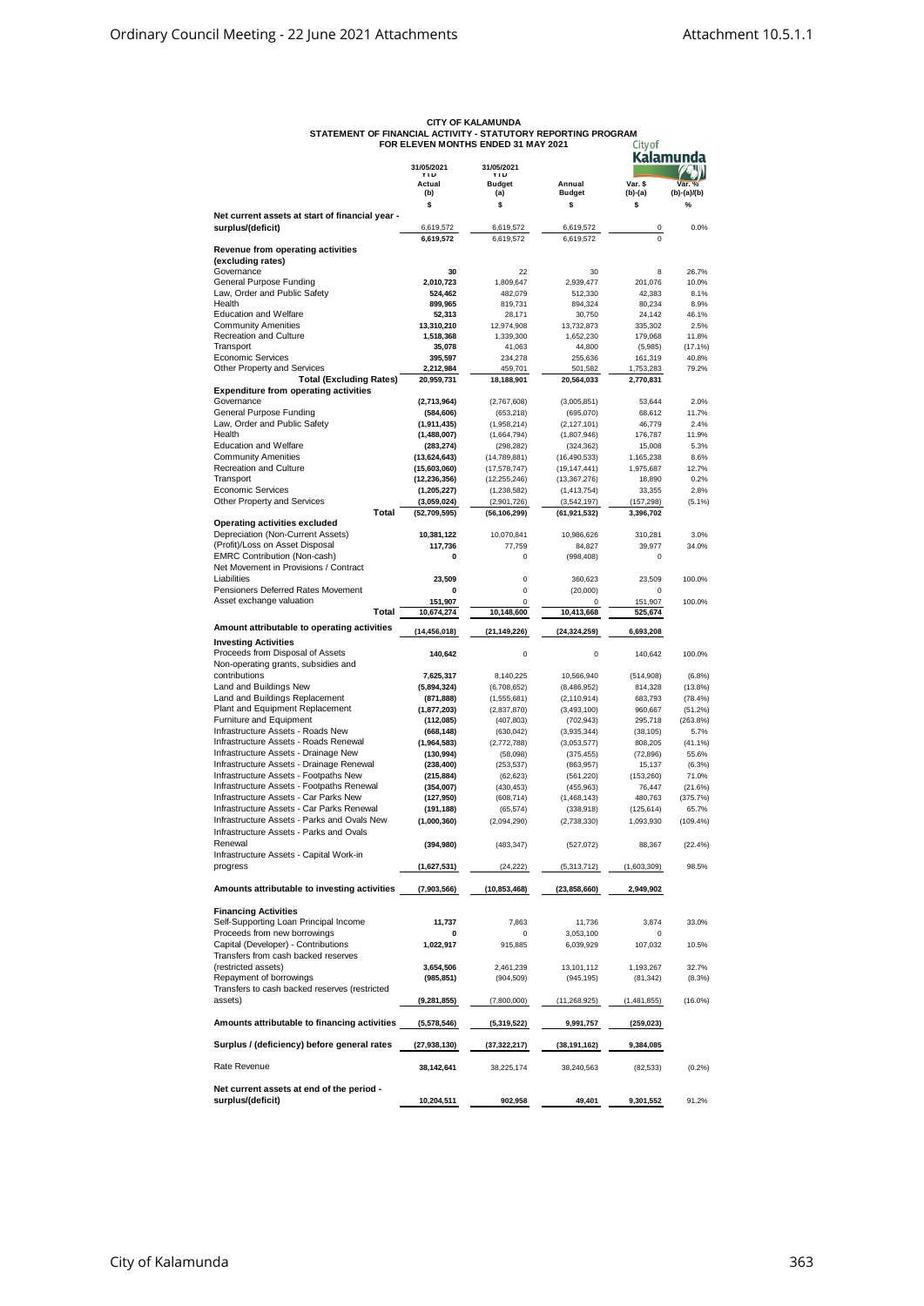**CITY OF KALAMUNDA**
**STATEMENT OF FINANCIAL ACTIVITY - STATUTORY REPORTING PROGRAM**
**FOR ELEVEN MONTHS ENDED 31 MAY 2021**

City of Kalamunda

| | 31/05/2021 YTD Actual (b) | 31/05/2021 YTD Budget (a) | Annual Budget | Var. $ (b)-(a) | Var. % (b)-(a)/(b) |
|---|---|---|---|---|---|
| | $ | $ | $ | $ | % |
| **Net current assets at start of financial year - surplus/(deficit)** | 6,619,572 | 6,619,572 | 6,619,572 | 0 | 0.0% |
| | **6,619,572** | 6,619,572 | 6,619,572 | 0 | |
| **Revenue from operating activities (excluding rates)** | | | | | |
| Governance | **30** | 22 | 30 | 8 | 26.7% |
| General Purpose Funding | **2,010,723** | 1,809,647 | 2,939,477 | 201,076 | 10.0% |
| Law, Order and Public Safety | **524,462** | 482,079 | 512,330 | 42,383 | 8.1% |
| Health | **899,965** | 819,731 | 894,324 | 80,234 | 8.9% |
| Education and Welfare | **52,313** | 28,171 | 30,750 | 24,142 | 46.1% |
| Community Amenities | **13,310,210** | 12,974,908 | 13,732,873 | 335,302 | 2.5% |
| Recreation and Culture | **1,518,368** | 1,339,300 | 1,652,230 | 179,068 | 11.8% |
| Transport | **35,078** | 41,063 | 44,800 | (5,985) | (17.1%) |
| Economic Services | **395,597** | 234,278 | 255,636 | 161,319 | 40.8% |
| Other Property and Services | **2,212,984** | 459,701 | 501,582 | 1,753,283 | 79.2% |
| **Total (Excluding Rates)** | **20,959,731** | 18,188,901 | 20,564,033 | 2,770,831 | |
| **Expenditure from operating activities** | | | | | |
| Governance | **(2,713,964)** | (2,767,608) | (3,005,851) | 53,644 | 2.0% |
| General Purpose Funding | **(584,606)** | (653,218) | (695,070) | 68,612 | 11.7% |
| Law, Order and Public Safety | **(1,911,435)** | (1,958,214) | (2,127,101) | 46,779 | 2.4% |
| Health | **(1,488,007)** | (1,664,794) | (1,807,946) | 176,787 | 11.9% |
| Education and Welfare | **(283,274)** | (298,282) | (324,362) | 15,008 | 5.3% |
| Community Amenities | **(13,624,643)** | (14,789,881) | (16,490,533) | 1,165,238 | 8.6% |
| Recreation and Culture | **(15,603,060)** | (17,578,747) | (19,147,441) | 1,975,687 | 12.7% |
| Transport | **(12,236,356)** | (12,255,246) | (13,367,276) | 18,890 | 0.2% |
| Economic Services | **(1,205,227)** | (1,238,582) | (1,413,754) | 33,355 | 2.8% |
| Other Property and Services | **(3,059,024)** | (2,901,726) | (3,542,197) | (157,298) | (5.1%) |
| **Total** | **(52,709,595)** | (56,106,299) | (61,921,532) | 3,396,702 | |
| **Operating activities excluded** | | | | | |
| Depreciation (Non-Current Assets) | **10,381,122** | 10,070,841 | 10,986,626 | 310,281 | 3.0% |
| (Profit)/Loss on Asset Disposal | **117,736** | 77,759 | 84,827 | 39,977 | 34.0% |
| EMRC Contribution (Non-cash) | **0** | 0 | (998,408) | 0 | |
| Net Movement in Provisions / Contract Liabilities | **23,509** | 0 | 360,623 | 23,509 | 100.0% |
| Pensioners Deferred Rates Movement | **0** | 0 | (20,000) | 0 | |
| Asset exchange valuation | **151,907** | 0 | 0 | 151,907 | 100.0% |
| **Total** | **10,674,274** | 10,148,600 | 10,413,668 | 525,674 | |
| **Amount attributable to operating activities** | **(14,456,018)** | **(21,149,226)** | **(24,324,259)** | **6,693,208** | |
| **Investing Activities** | | | | | |
| Proceeds from Disposal of Assets | **140,642** | 0 | 0 | 140,642 | 100.0% |
| Non-operating grants, subsidies and contributions | **7,625,317** | 8,140,225 | 10,566,940 | (514,908) | (6.8%) |
| Land and Buildings New | **(5,894,324)** | (6,708,652) | (8,486,952) | 814,328 | (13.8%) |
| Land and Buildings Replacement | **(871,888)** | (1,555,681) | (2,110,914) | 683,793 | (78.4%) |
| Plant and Equipment Replacement | **(1,877,203)** | (2,837,870) | (3,493,100) | 960,667 | (51.2%) |
| Furniture and Equipment | **(112,085)** | (407,803) | (702,943) | 295,718 | (263.8%) |
| Infrastructure Assets - Roads New | **(668,148)** | (630,042) | (3,935,344) | (38,105) | 5.7% |
| Infrastructure Assets - Roads Renewal | **(1,964,583)** | (2,772,788) | (3,053,577) | 808,205 | (41.1%) |
| Infrastructure Assets - Drainage New | **(130,994)** | (58,098) | (375,455) | (72,896) | 55.6% |
| Infrastructure Assets - Drainage Renewal | **(238,400)** | (253,537) | (863,957) | 15,137 | (6.3%) |
| Infrastructure Assets - Footpaths New | **(215,884)** | (62,623) | (561,220) | (153,260) | 71.0% |
| Infrastructure Assets - Footpaths Renewal | **(354,007)** | (430,453) | (455,963) | 76,447 | (21.6%) |
| Infrastructure Assets - Car Parks New | **(127,950)** | (608,714) | (1,468,143) | 480,763 | (375.7%) |
| Infrastructure Assets - Car Parks Renewal | **(191,188)** | (65,574) | (338,918) | (125,614) | 65.7% |
| Infrastructure Assets - Parks and Ovals New | **(1,000,360)** | (2,094,290) | (2,738,330) | 1,093,930 | (109.4%) |
| Infrastructure Assets - Parks and Ovals Renewal | **(394,980)** | (483,347) | (527,072) | 88,367 | (22.4%) |
| Infrastructure Assets - Capital Work-in progress | **(1,627,531)** | (24,222) | (5,313,712) | (1,603,309) | 98.5% |
| **Amounts attributable to investing activities** | **(7,903,566)** | **(10,853,468)** | **(23,858,660)** | **2,949,902** | |
| **Financing Activities** | | | | | |
| Self-Supporting Loan Principal Income | **11,737** | 7,863 | 11,736 | 3,874 | 33.0% |
| Proceeds from new borrowings | **0** | 0 | 3,053,100 | 0 | |
| Capital (Developer) - Contributions | **1,022,917** | 915,885 | 6,039,929 | 107,032 | 10.5% |
| Transfers from cash backed reserves (restricted assets) | **3,654,506** | 2,461,239 | 13,101,112 | 1,193,267 | 32.7% |
| Repayment of borrowings | **(985,851)** | (904,509) | (945,195) | (81,342) | (8.3%) |
| Transfers to cash backed reserves (restricted assets) | **(9,281,855)** | (7,800,000) | (11,268,925) | (1,481,855) | (16.0%) |
| **Amounts attributable to financing activities** | **(5,578,546)** | **(5,319,522)** | **9,991,757** | **(259,023)** | |
| **Surplus / (deficiency) before general rates** | **(27,938,130)** | **(37,322,217)** | **(38,191,162)** | **9,384,085** | |
| Rate Revenue | **38,142,641** | 38,225,174 | 38,240,563 | (82,533) | (0.2%) |
| **Net current assets at end of the period - surplus/(deficit)** | **10,204,511** | **902,958** | **49,401** | **9,301,552** | 91.2% |